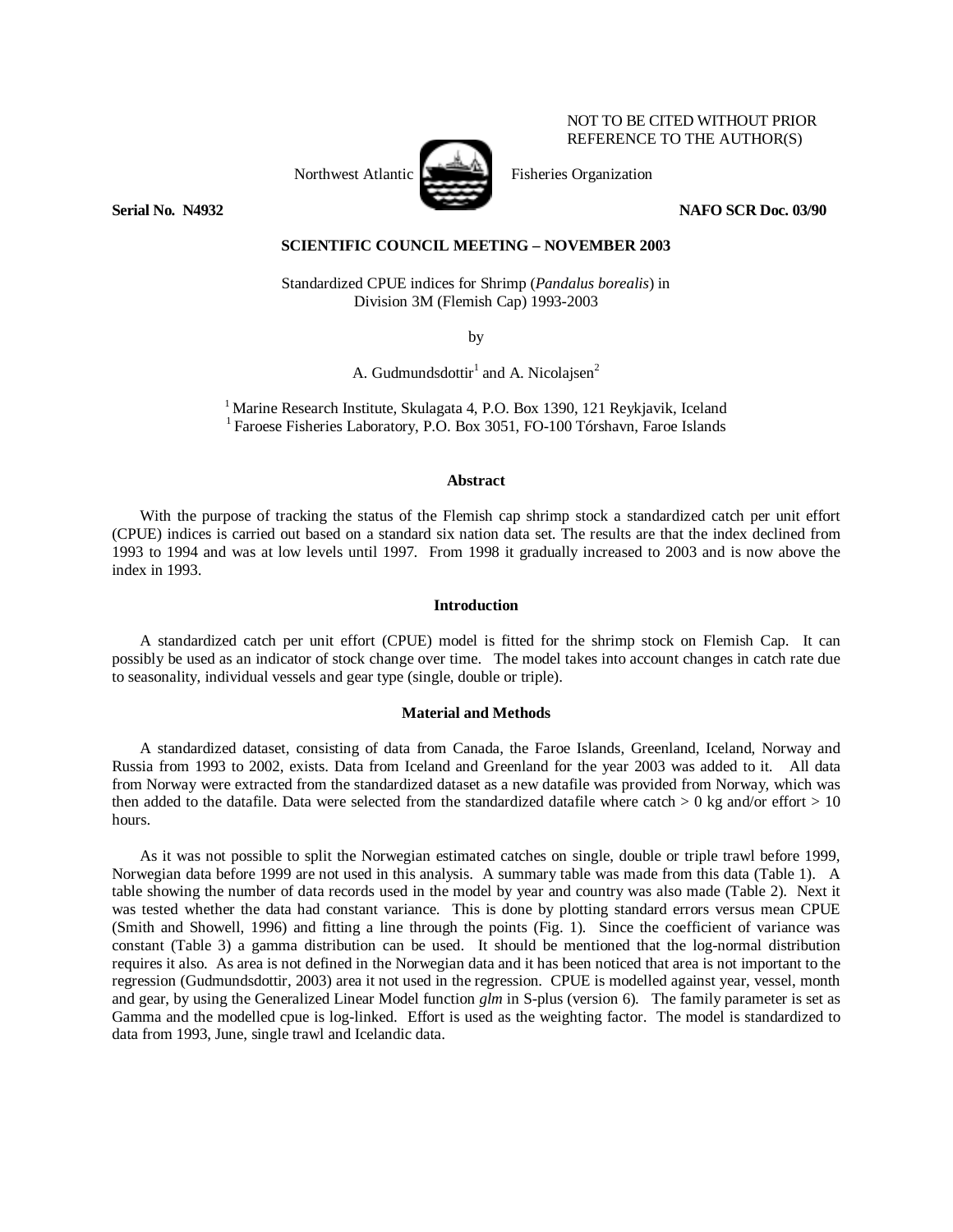NOT TO BE CITED WITHOUT PRIOR REFERENCE TO THE AUTHOR(S)

Northwest Atlantic Fisheries Organization

**Serial No. N4932** **NAFO SCR Doc. 03/90**

**SCIENTIFIC COUNCIL MEETING – NOVEMBER 2003**

Standardized CPUE indices for Shrimp (*Pandalus borealis*) in Division 3M (Flemish Cap) 1993-2003

by

A. Gudmundsdottir[1] and A. Nicolajsen[2]

[1] Marine Research Institute, Skulagata 4, P.O. Box 1390, 121 Reykjavik, Iceland
[1] Faroese Fisheries Laboratory, P.O. Box 3051, FO-100 Tórshavn, Faroe Islands

## Abstract

With the purpose of tracking the status of the Flemish cap shrimp stock a standardized catch per unit effort (CPUE) indices is carried out based on a standard six nation data set. The results are that the index declined from 1993 to 1994 and was at low levels until 1997. From 1998 it gradually increased to 2003 and is now above the index in 1993.

## Introduction

A standardized catch per unit effort (CPUE) model is fitted for the shrimp stock on Flemish Cap. It can possibly be used as an indicator of stock change over time. The model takes into account changes in catch rate due to seasonality, individual vessels and gear type (single, double or triple).

## Material and Methods

A standardized dataset, consisting of data from Canada, the Faroe Islands, Greenland, Iceland, Norway and Russia from 1993 to 2002, exists. Data from Iceland and Greenland for the year 2003 was added to it. All data from Norway were extracted from the standardized dataset as a new datafile was provided from Norway, which was then added to the datafile. Data were selected from the standardized datafile where catch > 0 kg and/or effort > 10 hours.

As it was not possible to split the Norwegian estimated catches on single, double or triple trawl before 1999, Norwegian data before 1999 are not used in this analysis. A summary table was made from this data (Table 1). A table showing the number of data records used in the model by year and country was also made (Table 2). Next it was tested whether the data had constant variance. This is done by plotting standard errors versus mean CPUE (Smith and Showell, 1996) and fitting a line through the points (Fig. 1). Since the coefficient of variance was constant (Table 3) a gamma distribution can be used. It should be mentioned that the log-normal distribution requires it also. As area is not defined in the Norwegian data and it has been noticed that area is not important to the regression (Gudmundsdottir, 2003) area it not used in the regression. CPUE is modelled against year, vessel, month and gear, by using the Generalized Linear Model function *glm* in S-plus (version 6). The family parameter is set as Gamma and the modelled cpue is log-linked. Effort is used as the weighting factor. The model is standardized to data from 1993, June, single trawl and Icelandic data.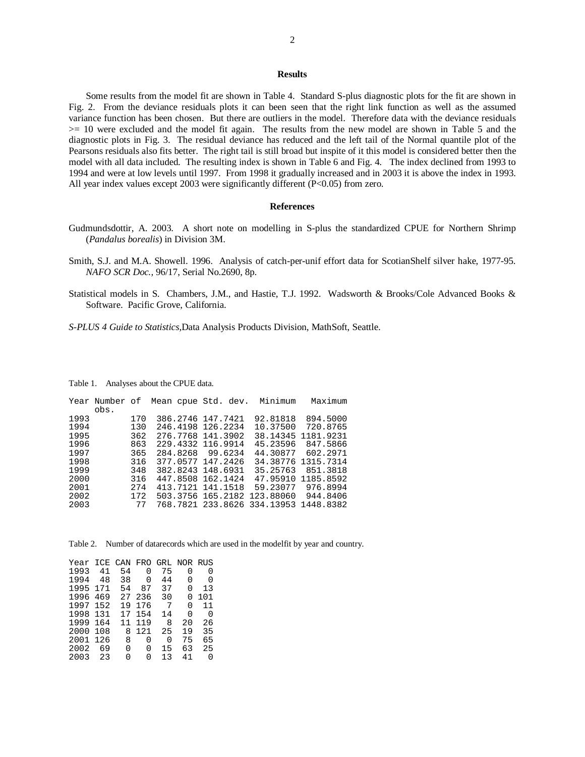## Results

Some results from the model fit are shown in Table 4. Standard S-plus diagnostic plots for the fit are shown in Fig. 2. From the deviance residuals plots it can been seen that the right link function as well as the assumed variance function has been chosen. But there are outliers in the model. Therefore data with the deviance residuals >= 10 were excluded and the model fit again. The results from the new model are shown in Table 5 and the diagnostic plots in Fig. 3. The residual deviance has reduced and the left tail of the Normal quantile plot of the Pearsons residuals also fits better. The right tail is still broad but inspite of it this model is considered better then the model with all data included. The resulting index is shown in Table 6 and Fig. 4. The index declined from 1993 to 1994 and were at low levels until 1997. From 1998 it gradually increased and in 2003 it is above the index in 1993. All year index values except 2003 were significantly different (P<0.05) from zero.

## References

Gudmundsdottir, A. 2003. A short note on modelling in S-plus the standardized CPUE for Northern Shrimp (*Pandalus borealis*) in Division 3M.

Smith, S.J. and M.A. Showell. 1996. Analysis of catch-per-unif effort data for ScotianShelf silver hake, 1977-95. *NAFO SCR Doc.*, 96/17, Serial No.2690, 8p.

Statistical models in S. Chambers, J.M., and Hastie, T.J. 1992. Wadsworth & Brooks/Cole Advanced Books & Software. Pacific Grove, California.

*S-PLUS 4 Guide to Statistics*,Data Analysis Products Division, MathSoft, Seattle.

Table 1. Analyses about the CPUE data.

| Year | Number of obs. | Mean cpue | Std. dev. | Minimum | Maximum |
|---|---|---|---|---|---|
| 1993 | 170 | 386.2746 | 147.7421 | 92.81818 | 894.5000 |
| 1994 | 130 | 246.4198 | 126.2234 | 10.37500 | 720.8765 |
| 1995 | 362 | 276.7768 | 141.3902 | 38.14345 | 1181.9231 |
| 1996 | 863 | 229.4332 | 116.9914 | 45.23596 | 847.5866 |
| 1997 | 365 | 284.8268 | 99.6234 | 44.30877 | 602.2971 |
| 1998 | 316 | 377.0577 | 147.2426 | 34.38776 | 1315.7314 |
| 1999 | 348 | 382.8243 | 148.6931 | 35.25763 | 851.3818 |
| 2000 | 316 | 447.8508 | 162.1424 | 47.95910 | 1185.8592 |
| 2001 | 274 | 413.7121 | 141.1518 | 59.23077 | 976.8994 |
| 2002 | 172 | 503.3756 | 165.2182 | 123.88060 | 944.8406 |
| 2003 | 77 | 768.7821 | 233.8626 | 334.13953 | 1448.8382 |

Table 2. Number of datarecords which are used in the modelfit by year and country.

| Year | ICE | CAN | FRO | GRL | NOR | RUS |
|---|---|---|---|---|---|---|
| 1993 | 41 | 54 | 0 | 75 | 0 | 0 |
| 1994 | 48 | 38 | 0 | 44 | 0 | 0 |
| 1995 | 171 | 54 | 87 | 37 | 0 | 13 |
| 1996 | 469 | 27 | 236 | 30 | 0 | 101 |
| 1997 | 152 | 19 | 176 | 7 | 0 | 11 |
| 1998 | 131 | 17 | 154 | 14 | 0 | 0 |
| 1999 | 164 | 11 | 119 | 8 | 20 | 26 |
| 2000 | 108 | 8 | 121 | 25 | 19 | 35 |
| 2001 | 126 | 8 | 0 | 0 | 75 | 65 |
| 2002 | 69 | 0 | 0 | 15 | 63 | 25 |
| 2003 | 23 | 0 | 0 | 13 | 41 | 0 |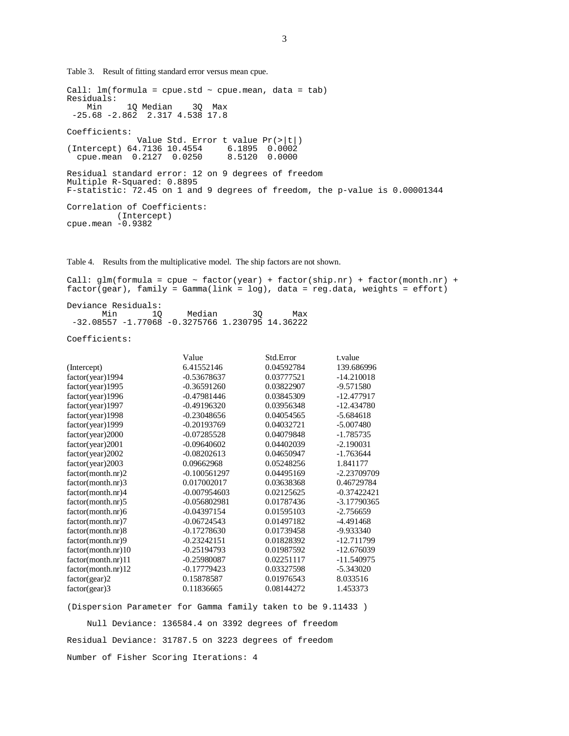Table 3. Result of fitting standard error versus mean cpue.

```
Call: lm(formula = cpue.std ~ cpue.mean, data = tab)
Residuals:
    Min     1Q Median    3Q  Max
 -25.68 -2.862  2.317 4.538 17.8

Coefficients:
              Value Std. Error t value Pr(>|t|)
(Intercept) 64.7136 10.4554     6.1895  0.0002
  cpue.mean  0.2127  0.0250     8.5120  0.0000

Residual standard error: 12 on 9 degrees of freedom
Multiple R-Squared: 0.8895
F-statistic: 72.45 on 1 and 9 degrees of freedom, the p-value is 0.00001344

Correlation of Coefficients:
          (Intercept)
cpue.mean -0.9382
```

Table 4. Results from the multiplicative model. The ship factors are not shown.

```
Call: glm(formula = cpue ~ factor(year) + factor(ship.nr) + factor(month.nr) +
factor(gear), family = Gamma(link = log), data = reg.data, weights = effort)

Deviance Residuals:
       Min       1Q     Median       3Q      Max
 -32.08557 -1.77068 -0.3275766 1.230795 14.36222

Coefficients:
```

| | Value | Std.Error | t.value |
|---|---|---|---|
| (Intercept) | 6.41552146 | 0.04592784 | 139.686996 |
| factor(year)1994 | -0.53678637 | 0.03777521 | -14.210018 |
| factor(year)1995 | -0.36591260 | 0.03822907 | -9.571580 |
| factor(year)1996 | -0.47981446 | 0.03845309 | -12.477917 |
| factor(year)1997 | -0.49196320 | 0.03956348 | -12.434780 |
| factor(year)1998 | -0.23048656 | 0.04054565 | -5.684618 |
| factor(year)1999 | -0.20193769 | 0.04032721 | -5.007480 |
| factor(year)2000 | -0.07285528 | 0.04079848 | -1.785735 |
| factor(year)2001 | -0.09640602 | 0.04402039 | -2.190031 |
| factor(year)2002 | -0.08202613 | 0.04650947 | -1.763644 |
| factor(year)2003 | 0.09662968 | 0.05248256 | 1.841177 |
| factor(month.nr)2 | -0.100561297 | 0.04495169 | -2.23709709 |
| factor(month.nr)3 | 0.017002017 | 0.03638368 | 0.46729784 |
| factor(month.nr)4 | -0.007954603 | 0.02125625 | -0.37422421 |
| factor(month.nr)5 | -0.056802981 | 0.01787436 | -3.17790365 |
| factor(month.nr)6 | -0.04397154 | 0.01595103 | -2.756659 |
| factor(month.nr)7 | -0.06724543 | 0.01497182 | -4.491468 |
| factor(month.nr)8 | -0.17278630 | 0.01739458 | -9.933340 |
| factor(month.nr)9 | -0.23242151 | 0.01828392 | -12.711799 |
| factor(month.nr)10 | -0.25194793 | 0.01987592 | -12.676039 |
| factor(month.nr)11 | -0.25980087 | 0.02251117 | -11.540975 |
| factor(month.nr)12 | -0.17779423 | 0.03327598 | -5.343020 |
| factor(gear)2 | 0.15878587 | 0.01976543 | 8.033516 |
| factor(gear)3 | 0.11836665 | 0.08144272 | 1.453373 |

```
(Dispersion Parameter for Gamma family taken to be 9.11433 )

    Null Deviance: 136584.4 on 3392 degrees of freedom

Residual Deviance: 31787.5 on 3223 degrees of freedom

Number of Fisher Scoring Iterations: 4
```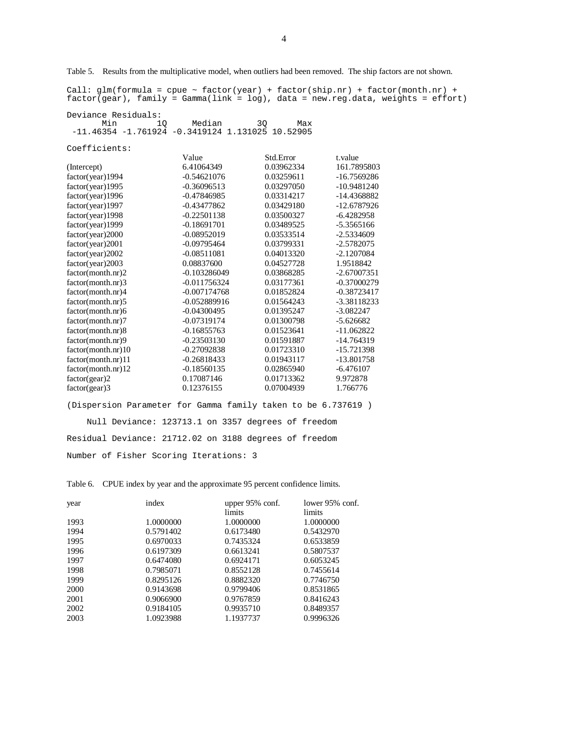Table 5. Results from the multiplicative model, when outliers had been removed. The ship factors are not shown.

```
Call: glm(formula = cpue ~ factor(year) + factor(ship.nr) + factor(month.nr) +
factor(gear), family = Gamma(link = log), data = new.reg.data, weights = effort)

Deviance Residuals:
       Min        1Q     Median       3Q      Max
 -11.46354 -1.761924 -0.3419124 1.131025 10.52905

Coefficients:
```

| | Value | Std.Error | t.value |
|---|---|---|---|
| (Intercept) | 6.41064349 | 0.03962334 | 161.7895803 |
| factor(year)1994 | -0.54621076 | 0.03259611 | -16.7569286 |
| factor(year)1995 | -0.36096513 | 0.03297050 | -10.9481240 |
| factor(year)1996 | -0.47846985 | 0.03314217 | -14.4368882 |
| factor(year)1997 | -0.43477862 | 0.03429180 | -12.6787926 |
| factor(year)1998 | -0.22501138 | 0.03500327 | -6.4282958 |
| factor(year)1999 | -0.18691701 | 0.03489525 | -5.3565166 |
| factor(year)2000 | -0.08952019 | 0.03533514 | -2.5334609 |
| factor(year)2001 | -0.09795464 | 0.03799331 | -2.5782075 |
| factor(year)2002 | -0.08511081 | 0.04013320 | -2.1207084 |
| factor(year)2003 | 0.08837600 | 0.04527728 | 1.9518842 |
| factor(month.nr)2 | -0.103286049 | 0.03868285 | -2.67007351 |
| factor(month.nr)3 | -0.011756324 | 0.03177361 | -0.37000279 |
| factor(month.nr)4 | -0.007174768 | 0.01852824 | -0.38723417 |
| factor(month.nr)5 | -0.052889916 | 0.01564243 | -3.38118233 |
| factor(month.nr)6 | -0.04300495 | 0.01395247 | -3.082247 |
| factor(month.nr)7 | -0.07319174 | 0.01300798 | -5.626682 |
| factor(month.nr)8 | -0.16855763 | 0.01523641 | -11.062822 |
| factor(month.nr)9 | -0.23503130 | 0.01591887 | -14.764319 |
| factor(month.nr)10 | -0.27092838 | 0.01723310 | -15.721398 |
| factor(month.nr)11 | -0.26818433 | 0.01943117 | -13.801758 |
| factor(month.nr)12 | -0.18560135 | 0.02865940 | -6.476107 |
| factor(gear)2 | 0.17087146 | 0.01713362 | 9.972878 |
| factor(gear)3 | 0.12376155 | 0.07004939 | 1.766776 |

```
(Dispersion Parameter for Gamma family taken to be 6.737619 )

    Null Deviance: 123713.1 on 3357 degrees of freedom

Residual Deviance: 21712.02 on 3188 degrees of freedom

Number of Fisher Scoring Iterations: 3
```

Table 6. CPUE index by year and the approximate 95 percent confidence limits.

| year | index | upper 95% conf. limits | lower 95% conf. limits |
|---|---|---|---|
| 1993 | 1.0000000 | 1.0000000 | 1.0000000 |
| 1994 | 0.5791402 | 0.6173480 | 0.5432970 |
| 1995 | 0.6970033 | 0.7435324 | 0.6533859 |
| 1996 | 0.6197309 | 0.6613241 | 0.5807537 |
| 1997 | 0.6474080 | 0.6924171 | 0.6053245 |
| 1998 | 0.7985071 | 0.8552128 | 0.7455614 |
| 1999 | 0.8295126 | 0.8882320 | 0.7746750 |
| 2000 | 0.9143698 | 0.9799406 | 0.8531865 |
| 2001 | 0.9066900 | 0.9767859 | 0.8416243 |
| 2002 | 0.9184105 | 0.9935710 | 0.8489357 |
| 2003 | 1.0923988 | 1.1937737 | 0.9996326 |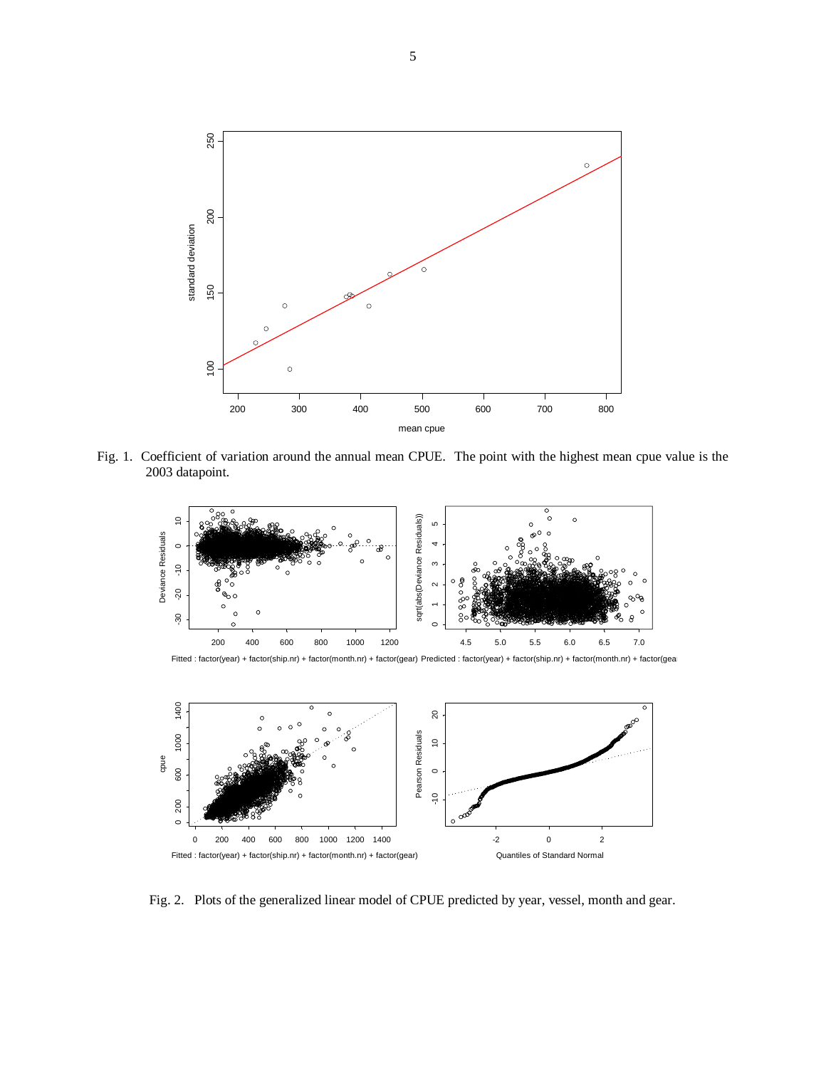Fig. 1. Coefficient of variation around the annual mean CPUE. The point with the highest mean cpue value is the 2003 datapoint.

Fig. 2. Plots of the generalized linear model of CPUE predicted by year, vessel, month and gear.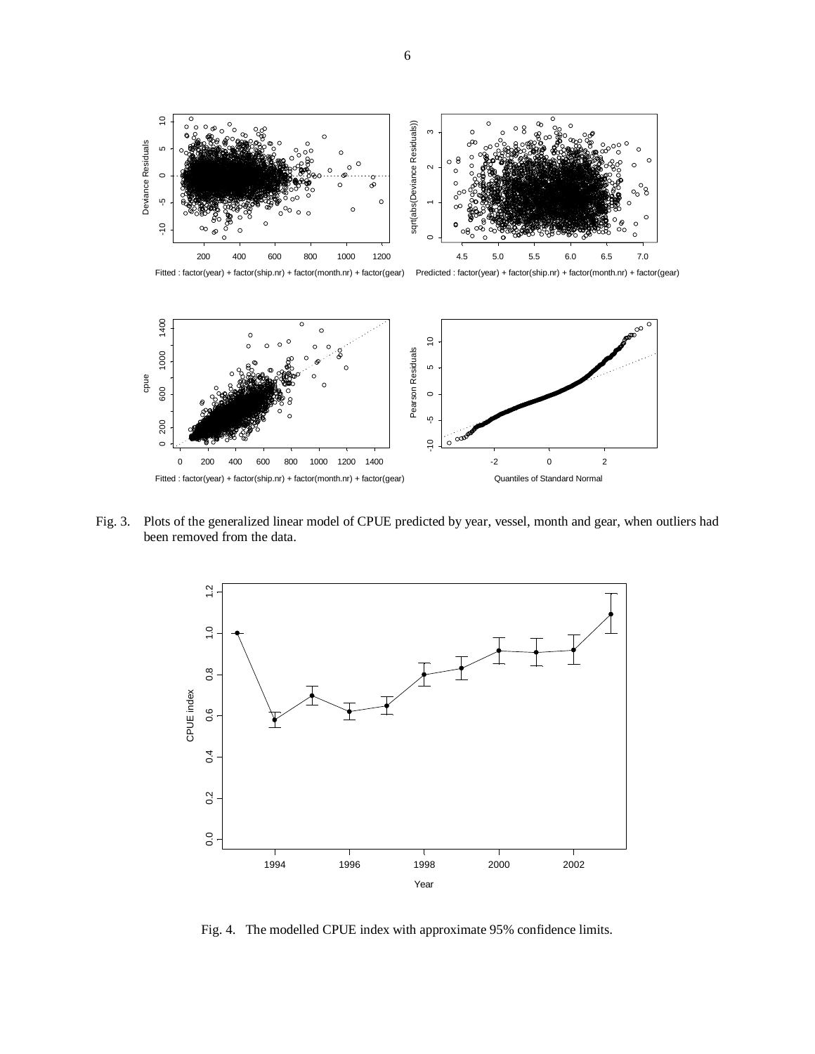Deviance Residuals

-10 -5 0 5 10

200 400 600 800 1000 1200

Fitted : factor(year) + factor(ship.nr) + factor(month.nr) + factor(gear)

sqrt(abs(Deviance Residuals))

0 1 2 3

4.5 5.0 5.5 6.0 6.5 7.0

Predicted : factor(year) + factor(ship.nr) + factor(month.nr) + factor(gear)

cpue

0 200 600 1000 1400

0 200 400 600 800 1000 1200 1400

Fitted : factor(year) + factor(ship.nr) + factor(month.nr) + factor(gear)

Pearson Residuals

-10 -5 0 5 10

-2 0 2

Quantiles of Standard Normal

Fig. 3. Plots of the generalized linear model of CPUE predicted by year, vessel, month and gear, when outliers had been removed from the data.

CPUE index

0.0 0.2 0.4 0.6 0.8 1.0 1.2

1994 1996 1998 2000 2002

Year

Fig. 4. The modelled CPUE index with approximate 95% confidence limits.